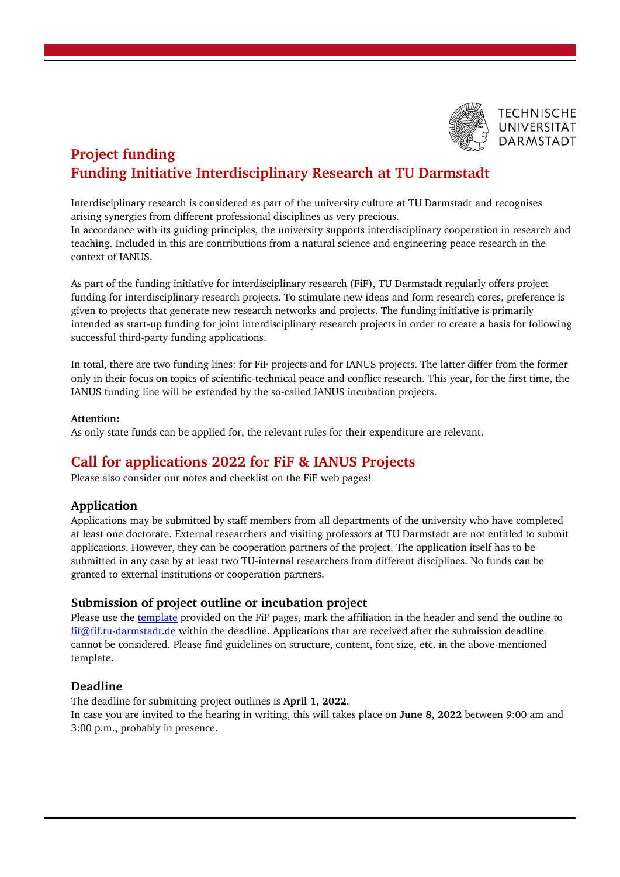# Project funding
# Funding Initiative Interdisciplinary Research at TU Darmstadt

Interdisciplinary research is considered as part of the university culture at TU Darmstadt and recognises arising synergies from different professional disciplines as very precious.
In accordance with its guiding principles, the university supports interdisciplinary cooperation in research and teaching. Included in this are contributions from a natural science and engineering peace research in the context of IANUS.

As part of the funding initiative for interdisciplinary research (FiF), TU Darmstadt regularly offers project funding for interdisciplinary research projects. To stimulate new ideas and form research cores, preference is given to projects that generate new research networks and projects. The funding initiative is primarily intended as start-up funding for joint interdisciplinary research projects in order to create a basis for following successful third-party funding applications.

In total, there are two funding lines: for FiF projects and for IANUS projects. The latter differ from the former only in their focus on topics of scientific-technical peace and conflict research. This year, for the first time, the IANUS funding line will be extended by the so-called IANUS incubation projects.

**Attention:**
As only state funds can be applied for, the relevant rules for their expenditure are relevant.

## Call for applications 2022 for FiF & IANUS Projects

Please also consider our notes and checklist on the FiF web pages!

### Application

Applications may be submitted by staff members from all departments of the university who have completed at least one doctorate. External researchers and visiting professors at TU Darmstadt are not entitled to submit applications. However, they can be cooperation partners of the project. The application itself has to be submitted in any case by at least two TU-internal researchers from different disciplines. No funds can be granted to external institutions or cooperation partners.

### Submission of project outline or incubation project

Please use the template provided on the FiF pages, mark the affiliation in the header and send the outline to fif@fif.tu-darmstadt.de within the deadline. Applications that are received after the submission deadline cannot be considered. Please find guidelines on structure, content, font size, etc. in the above-mentioned template.

### Deadline

The deadline for submitting project outlines is **April 1, 2022**.
In case you are invited to the hearing in writing, this will takes place on **June 8, 2022** between 9:00 am and 3:00 p.m., probably in presence.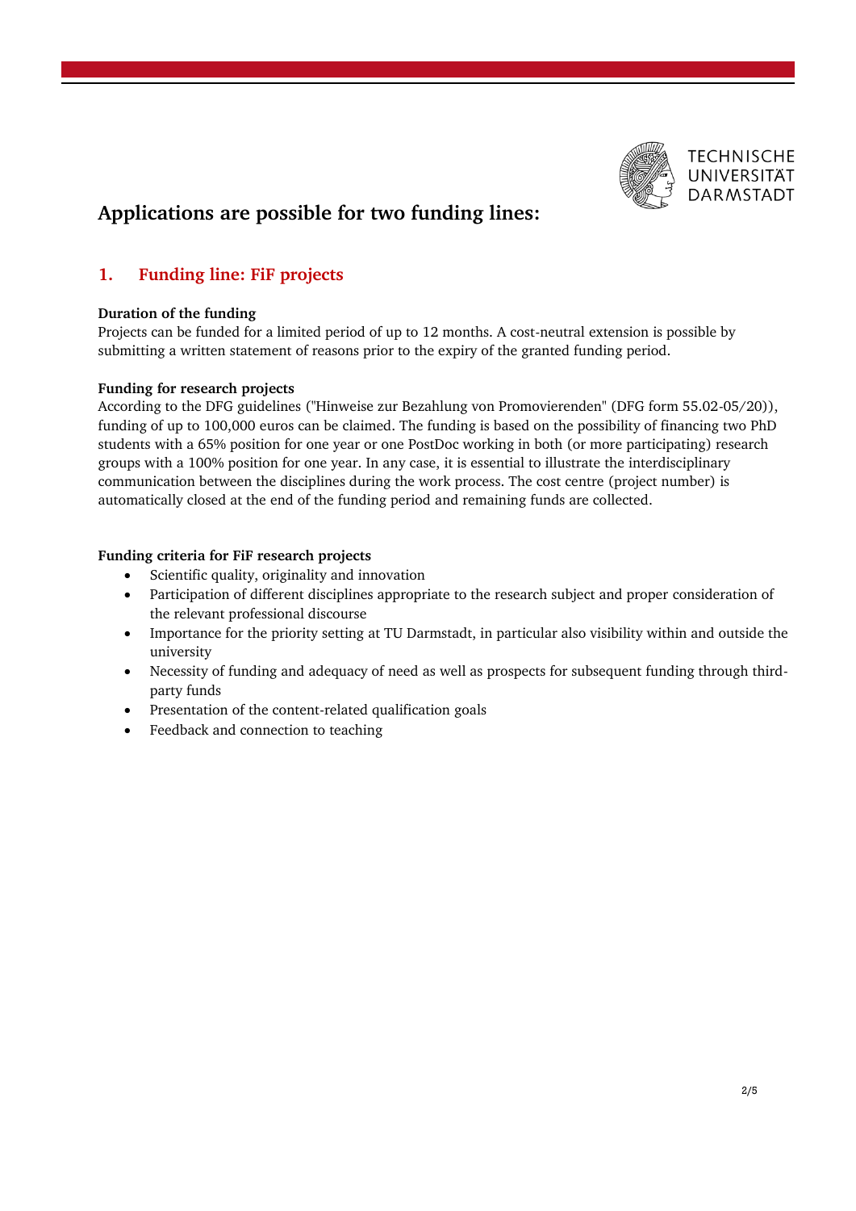## Applications are possible for two funding lines:

### 1. Funding line: FiF projects

**Duration of the funding**
Projects can be funded for a limited period of up to 12 months. A cost-neutral extension is possible by submitting a written statement of reasons prior to the expiry of the granted funding period.

**Funding for research projects**
According to the DFG guidelines ("Hinweise zur Bezahlung von Promovierenden" (DFG form 55.02-05/20)), funding of up to 100,000 euros can be claimed. The funding is based on the possibility of financing two PhD students with a 65% position for one year or one PostDoc working in both (or more participating) research groups with a 100% position for one year. In any case, it is essential to illustrate the interdisciplinary communication between the disciplines during the work process. The cost centre (project number) is automatically closed at the end of the funding period and remaining funds are collected.

**Funding criteria for FiF research projects**

- Scientific quality, originality and innovation
- Participation of different disciplines appropriate to the research subject and proper consideration of the relevant professional discourse
- Importance for the priority setting at TU Darmstadt, in particular also visibility within and outside the university
- Necessity of funding and adequacy of need as well as prospects for subsequent funding through third-party funds
- Presentation of the content-related qualification goals
- Feedback and connection to teaching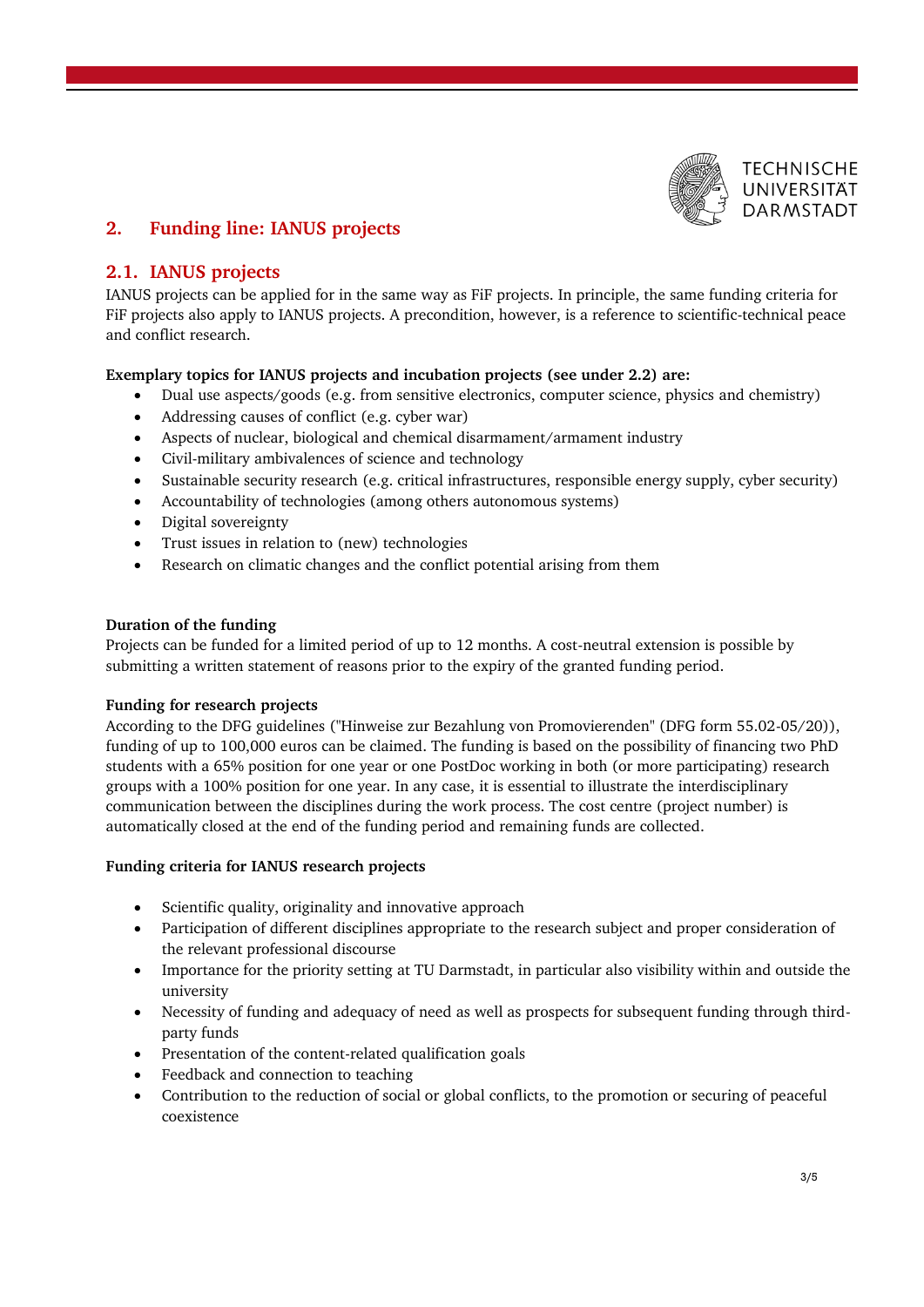## 2. Funding line: IANUS projects

### 2.1. IANUS projects

IANUS projects can be applied for in the same way as FiF projects. In principle, the same funding criteria for FiF projects also apply to IANUS projects. A precondition, however, is a reference to scientific-technical peace and conflict research.

**Exemplary topics for IANUS projects and incubation projects (see under 2.2) are:**

- Dual use aspects/goods (e.g. from sensitive electronics, computer science, physics and chemistry)
- Addressing causes of conflict (e.g. cyber war)
- Aspects of nuclear, biological and chemical disarmament/armament industry
- Civil-military ambivalences of science and technology
- Sustainable security research (e.g. critical infrastructures, responsible energy supply, cyber security)
- Accountability of technologies (among others autonomous systems)
- Digital sovereignty
- Trust issues in relation to (new) technologies
- Research on climatic changes and the conflict potential arising from them

**Duration of the funding**

Projects can be funded for a limited period of up to 12 months. A cost-neutral extension is possible by submitting a written statement of reasons prior to the expiry of the granted funding period.

**Funding for research projects**

According to the DFG guidelines ("Hinweise zur Bezahlung von Promovierenden" (DFG form 55.02-05/20)), funding of up to 100,000 euros can be claimed. The funding is based on the possibility of financing two PhD students with a 65% position for one year or one PostDoc working in both (or more participating) research groups with a 100% position for one year. In any case, it is essential to illustrate the interdisciplinary communication between the disciplines during the work process. The cost centre (project number) is automatically closed at the end of the funding period and remaining funds are collected.

**Funding criteria for IANUS research projects**

- Scientific quality, originality and innovative approach
- Participation of different disciplines appropriate to the research subject and proper consideration of the relevant professional discourse
- Importance for the priority setting at TU Darmstadt, in particular also visibility within and outside the university
- Necessity of funding and adequacy of need as well as prospects for subsequent funding through third-party funds
- Presentation of the content-related qualification goals
- Feedback and connection to teaching
- Contribution to the reduction of social or global conflicts, to the promotion or securing of peaceful coexistence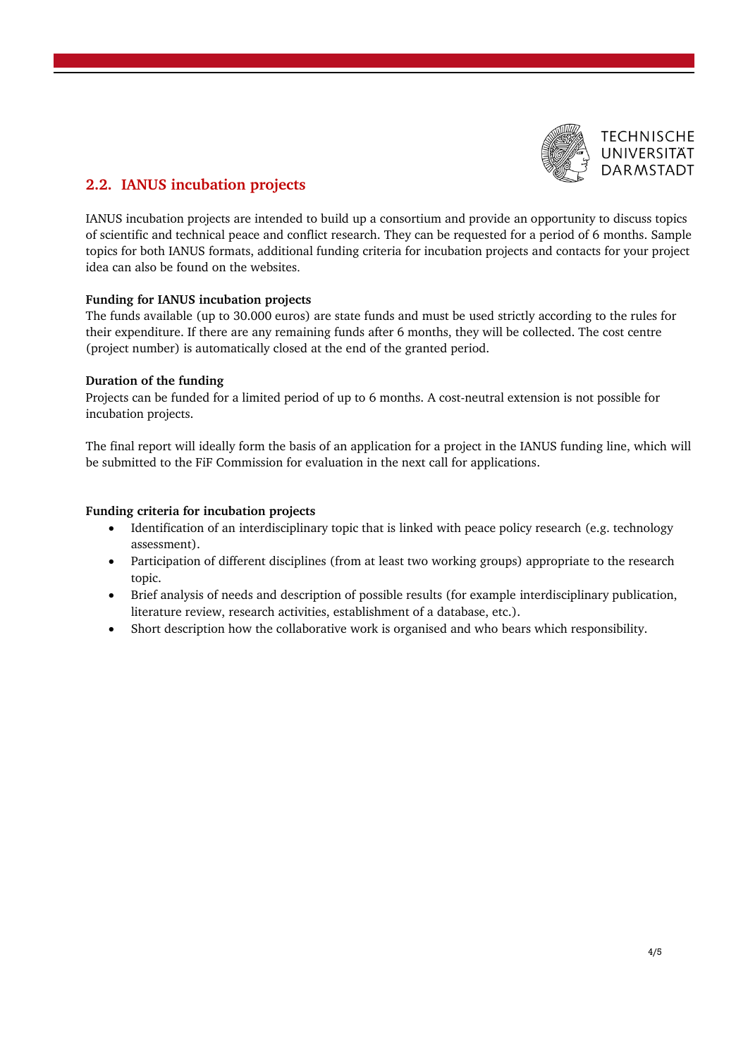## 2.2. IANUS incubation projects

IANUS incubation projects are intended to build up a consortium and provide an opportunity to discuss topics of scientific and technical peace and conflict research. They can be requested for a period of 6 months. Sample topics for both IANUS formats, additional funding criteria for incubation projects and contacts for your project idea can also be found on the websites.

**Funding for IANUS incubation projects**

The funds available (up to 30.000 euros) are state funds and must be used strictly according to the rules for their expenditure. If there are any remaining funds after 6 months, they will be collected. The cost centre (project number) is automatically closed at the end of the granted period.

**Duration of the funding**

Projects can be funded for a limited period of up to 6 months. A cost-neutral extension is not possible for incubation projects.

The final report will ideally form the basis of an application for a project in the IANUS funding line, which will be submitted to the FiF Commission for evaluation in the next call for applications.

**Funding criteria for incubation projects**

- Identification of an interdisciplinary topic that is linked with peace policy research (e.g. technology assessment).
- Participation of different disciplines (from at least two working groups) appropriate to the research topic.
- Brief analysis of needs and description of possible results (for example interdisciplinary publication, literature review, research activities, establishment of a database, etc.).
- Short description how the collaborative work is organised and who bears which responsibility.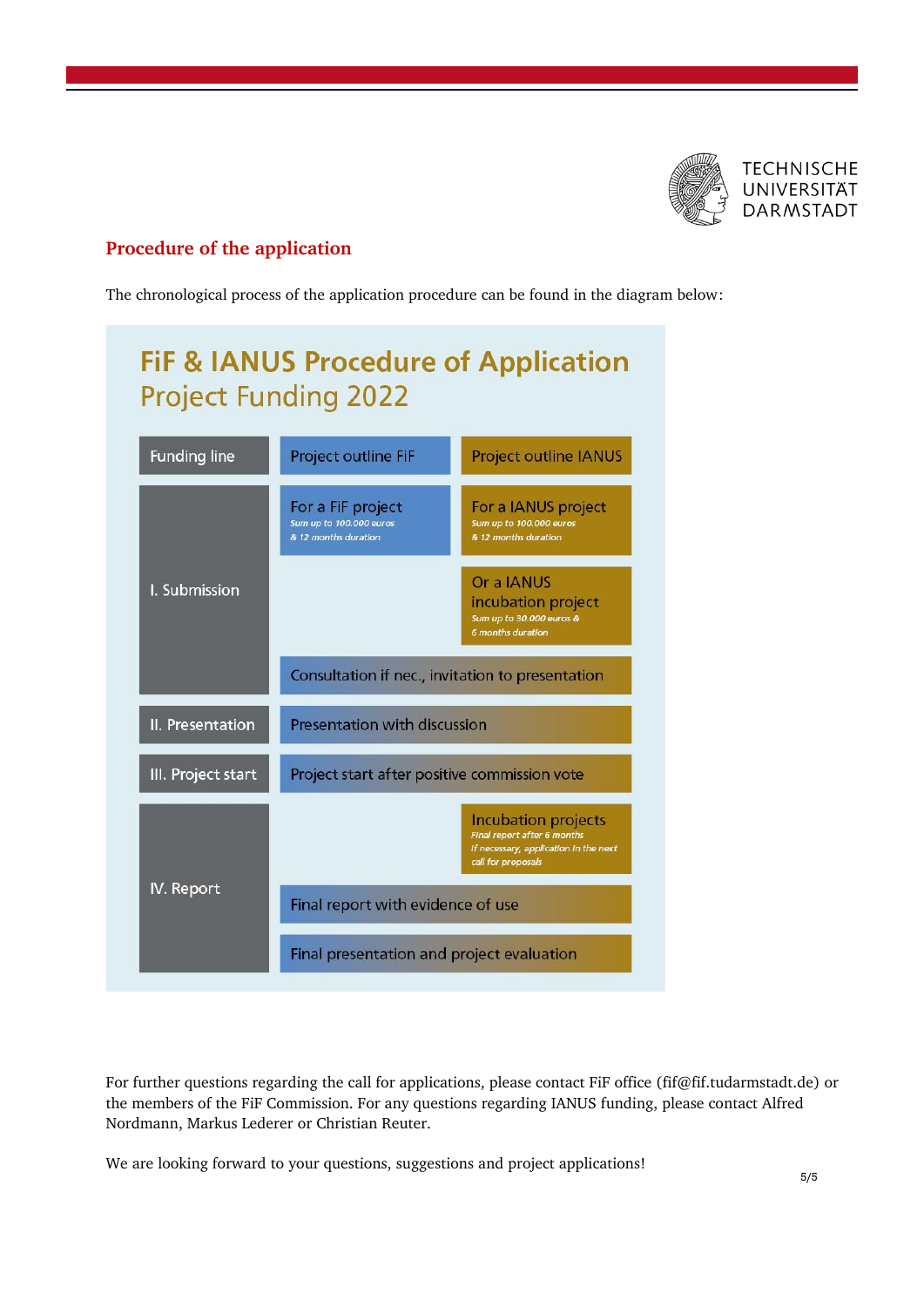## Procedure of the application

The chronological process of the application procedure can be found in the diagram below:

# FiF & IANUS Procedure of Application
## Project Funding 2022

| Funding line | Project outline FiF | Project outline IANUS |
|---|---|---|
| I. Submission | For a FiF project<br>*Sum up to 100.000 euros & 12 months duration* | For a IANUS project<br>*Sum up to 100.000 euros & 12 months duration* |
| | | Or a IANUS incubation project<br>*Sum up to 30.000 euros & 6 months duration* |
| | Consultation if nec., invitation to presentation | |
| II. Presentation | Presentation with discussion | |
| III. Project start | Project start after positive commission vote | |
| IV. Report | | Incubation projects<br>*Final report after 6 months*<br>*If necessary, application in the next call for proposals* |
| | Final report with evidence of use | |
| | Final presentation and project evaluation | |

For further questions regarding the call for applications, please contact FiF office (fif@fif.tudarmstadt.de) or the members of the FiF Commission. For any questions regarding IANUS funding, please contact Alfred Nordmann, Markus Lederer or Christian Reuter.

We are looking forward to your questions, suggestions and project applications!